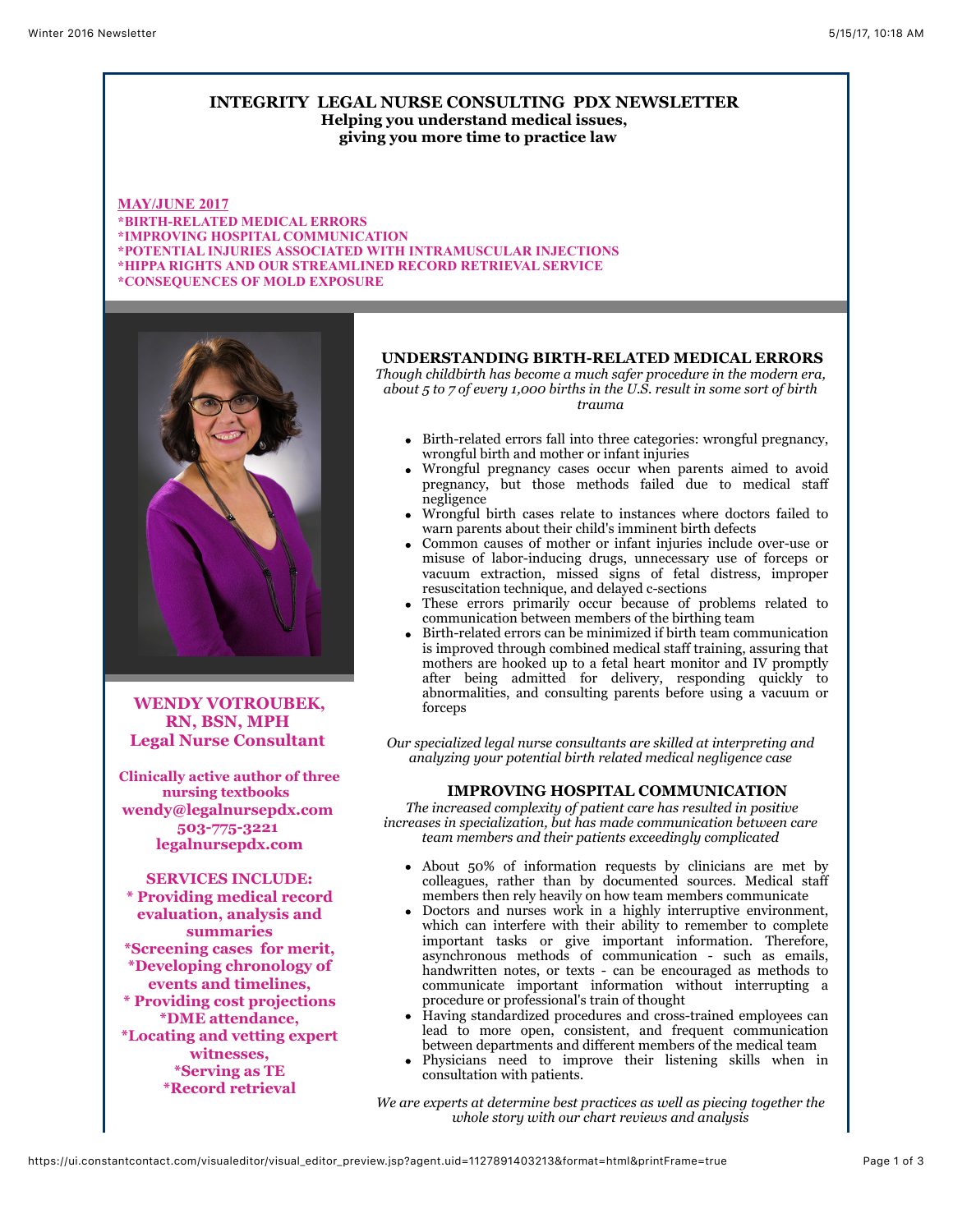# INTEGRITY LEGAL NURSE CONSULTING PDX NEWSLETTER

**Helping you understand medical issues, giving you more time to practice law**

**MAY/JUNE 2017**

**\*BIRTH-RELATED MEDICAL ERRORS**
**\*IMPROVING HOSPITAL COMMUNICATION**
**\*POTENTIAL INJURIES ASSOCIATED WITH INTRAMUSCULAR INJECTIONS**
**\*HIPPA RIGHTS AND OUR STREAMLINED RECORD RETRIEVAL SERVICE**
**\*CONSEQUENCES OF MOLD EXPOSURE**

**WENDY VOTROUBEK, RN, BSN, MPH**
**Legal Nurse Consultant**

**Clinically active author of three nursing textbooks**
**wendy@legalnursepdx.com**
**503-775-3221**
**legalnursepdx.com**

**SERVICES INCLUDE:**
**\* Providing medical record evaluation, analysis and summaries**
**\*Screening cases for merit,**
**\*Developing chronology of events and timelines,**
**\* Providing cost projections**
**\*DME attendance,**
**\*Locating and vetting expert witnesses,**
**\*Serving as TE**
**\*Record retrieval**

## UNDERSTANDING BIRTH-RELATED MEDICAL ERRORS

*Though childbirth has become a much safer procedure in the modern era, about 5 to 7 of every 1,000 births in the U.S. result in some sort of birth trauma*

- Birth-related errors fall into three categories: wrongful pregnancy, wrongful birth and mother or infant injuries
- Wrongful pregnancy cases occur when parents aimed to avoid pregnancy, but those methods failed due to medical staff negligence
- Wrongful birth cases relate to instances where doctors failed to warn parents about their child's imminent birth defects
- Common causes of mother or infant injuries include over-use or misuse of labor-inducing drugs, unnecessary use of forceps or vacuum extraction, missed signs of fetal distress, improper resuscitation technique, and delayed c-sections
- These errors primarily occur because of problems related to communication between members of the birthing team
- Birth-related errors can be minimized if birth team communication is improved through combined medical staff training, assuring that mothers are hooked up to a fetal heart monitor and IV promptly after being admitted for delivery, responding quickly to abnormalities, and consulting parents before using a vacuum or forceps

*Our specialized legal nurse consultants are skilled at interpreting and analyzing your potential birth related medical negligence case*

## IMPROVING HOSPITAL COMMUNICATION

*The increased complexity of patient care has resulted in positive increases in specialization, but has made communication between care team members and their patients exceedingly complicated*

- About 50% of information requests by clinicians are met by colleagues, rather than by documented sources. Medical staff members then rely heavily on how team members communicate
- Doctors and nurses work in a highly interruptive environment, which can interfere with their ability to remember to complete important tasks or give important information. Therefore, asynchronous methods of communication - such as emails, handwritten notes, or texts - can be encouraged as methods to communicate important information without interrupting a procedure or professional's train of thought
- Having standardized procedures and cross-trained employees can lead to more open, consistent, and frequent communication between departments and different members of the medical team
- Physicians need to improve their listening skills when in consultation with patients.

*We are experts at determine best practices as well as piecing together the whole story with our chart reviews and analysis*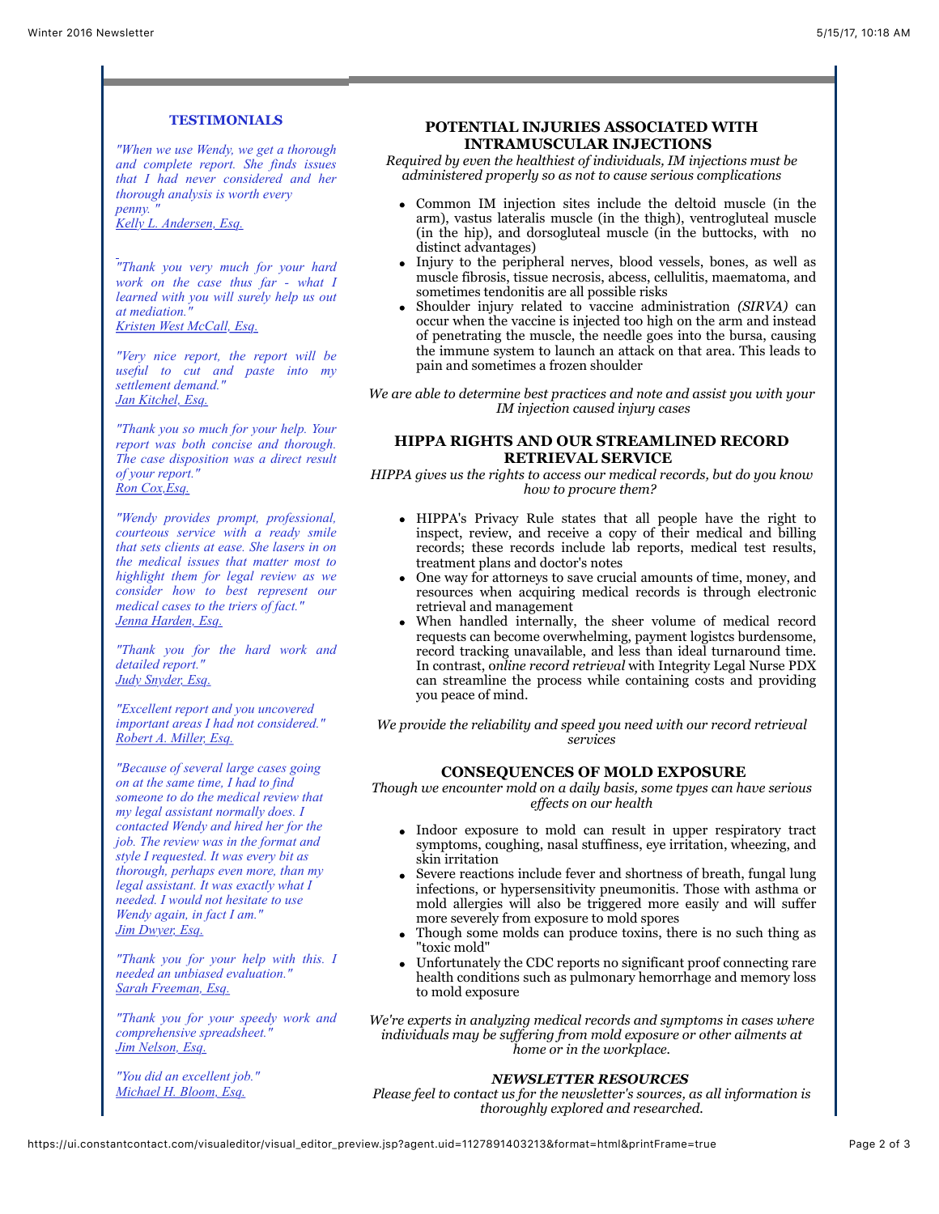## TESTIMONIALS

*"When we use Wendy, we get a thorough and complete report. She finds issues that I had never considered and her thorough analysis is worth every penny. "*
Kelly L. Andersen, Esq.

*"Thank you very much for your hard work on the case thus far - what I learned with you will surely help us out at mediation."*
Kristen West McCall, Esq.

*"Very nice report, the report will be useful to cut and paste into my settlement demand."*
Jan Kitchel, Esq.

*"Thank you so much for your help. Your report was both concise and thorough. The case disposition was a direct result of your report."*
Ron Cox,Esq.

*"Wendy provides prompt, professional, courteous service with a ready smile that sets clients at ease. She lasers in on the medical issues that matter most to highlight them for legal review as we consider how to best represent our medical cases to the triers of fact."*
Jenna Harden, Esq.

*"Thank you for the hard work and detailed report."*
Judy Snyder, Esq.

*"Excellent report and you uncovered important areas I had not considered."*
Robert A. Miller, Esq.

*"Because of several large cases going on at the same time, I had to find someone to do the medical review that my legal assistant normally does. I contacted Wendy and hired her for the job. The review was in the format and style I requested. It was every bit as thorough, perhaps even more, than my legal assistant. It was exactly what I needed. I would not hesitate to use Wendy again, in fact I am."*
Jim Dwyer, Esq.

*"Thank you for your help with this. I needed an unbiased evaluation."*
Sarah Freeman, Esq.

*"Thank you for your speedy work and comprehensive spreadsheet."*
Jim Nelson, Esq.

*"You did an excellent job."*
Michael H. Bloom, Esq.

## POTENTIAL INJURIES ASSOCIATED WITH INTRAMUSCULAR INJECTIONS

*Required by even the healthiest of individuals, IM injections must be administered properly so as not to cause serious complications*

- Common IM injection sites include the deltoid muscle (in the arm), vastus lateralis muscle (in the thigh), ventrogluteal muscle (in the hip), and dorsogluteal muscle (in the buttocks, with no distinct advantages)
- Injury to the peripheral nerves, blood vessels, bones, as well as muscle fibrosis, tissue necrosis, abcess, cellulitis, maematoma, and sometimes tendonitis are all possible risks
- Shoulder injury related to vaccine administration *(SIRVA)* can occur when the vaccine is injected too high on the arm and instead of penetrating the muscle, the needle goes into the bursa, causing the immune system to launch an attack on that area. This leads to pain and sometimes a frozen shoulder

*We are able to determine best practices and note and assist you with your IM injection caused injury cases*

## HIPPA RIGHTS AND OUR STREAMLINED RECORD RETRIEVAL SERVICE

*HIPPA gives us the rights to access our medical records, but do you know how to procure them?*

- HIPPA's Privacy Rule states that all people have the right to inspect, review, and receive a copy of their medical and billing records; these records include lab reports, medical test results, treatment plans and doctor's notes
- One way for attorneys to save crucial amounts of time, money, and resources when acquiring medical records is through electronic retrieval and management
- When handled internally, the sheer volume of medical record requests can become overwhelming, payment logistcs burdensome, record tracking unavailable, and less than ideal turnaround time. In contrast, o*nline record retrieval* with Integrity Legal Nurse PDX can streamline the process while containing costs and providing you peace of mind.

*We provide the reliability and speed you need with our record retrieval services*

## CONSEQUENCES OF MOLD EXPOSURE

*Though we encounter mold on a daily basis, some tpyes can have serious effects on our health*

- Indoor exposure to mold can result in upper respiratory tract symptoms, coughing, nasal stuffiness, eye irritation, wheezing, and skin irritation
- Severe reactions include fever and shortness of breath, fungal lung infections, or hypersensitivity pneumonitis. Those with asthma or mold allergies will also be triggered more easily and will suffer more severely from exposure to mold spores
- Though some molds can produce toxins, there is no such thing as "toxic mold"
- Unfortunately the CDC reports no significant proof connecting rare health conditions such as pulmonary hemorrhage and memory loss to mold exposure

*We're experts in analyzing medical records and symptoms in cases where individuals may be suffering from mold exposure or other ailments at home or in the workplace.*

### *NEWSLETTER RESOURCES*

*Please feel to contact us for the newsletter's sources, as all information is thoroughly explored and researched.*